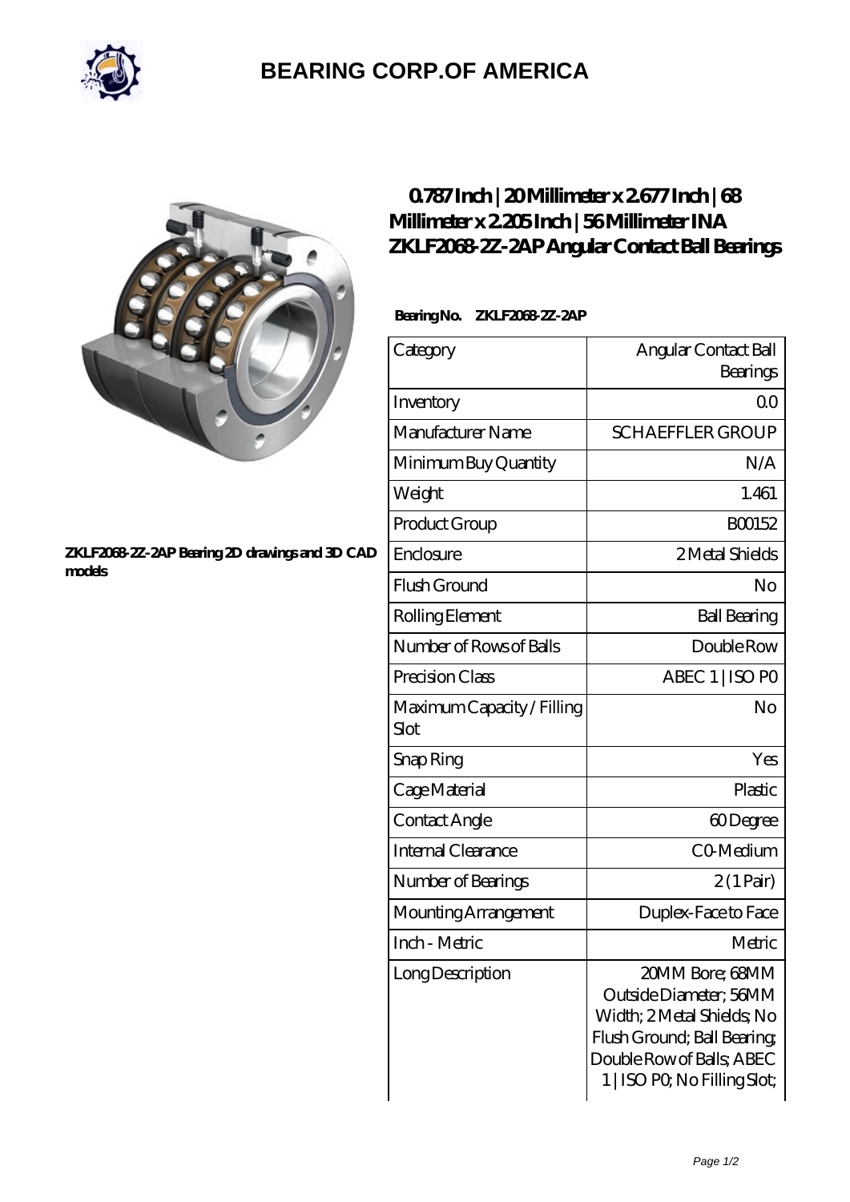# BEARING CORP.OF AMERICA

ZKLF2068-2Z-2AP Bearing 2D drawings and 3D CAD models

## 0.787 Inch | 20 Millimeter x 2.677 Inch | 68 Millimeter x 2.205 Inch | 56 Millimeter INA ZKLF2068-2Z-2AP Angular Contact Ball Bearings

**Bearing No. ZKLF2068-2Z-2AP**

| Category | Angular Contact Ball Bearings |
|---|---|
| Inventory | 0.0 |
| Manufacturer Name | SCHAEFFLER GROUP |
| Minimum Buy Quantity | N/A |
| Weight | 1.461 |
| Product Group | B00152 |
| Enclosure | 2 Metal Shields |
| Flush Ground | No |
| Rolling Element | Ball Bearing |
| Number of Rows of Balls | Double Row |
| Precision Class | ABEC 1 \| ISO P0 |
| Maximum Capacity / Filling Slot | No |
| Snap Ring | Yes |
| Cage Material | Plastic |
| Contact Angle | 60 Degree |
| Internal Clearance | C0-Medium |
| Number of Bearings | 2 (1 Pair) |
| Mounting Arrangement | Duplex-Face to Face |
| Inch - Metric | Metric |
| Long Description | 20MM Bore; 68MM Outside Diameter; 56MM Width; 2 Metal Shields; No Flush Ground; Ball Bearing; Double Row of Balls; ABEC 1 \| ISO P0; No Filling Slot; |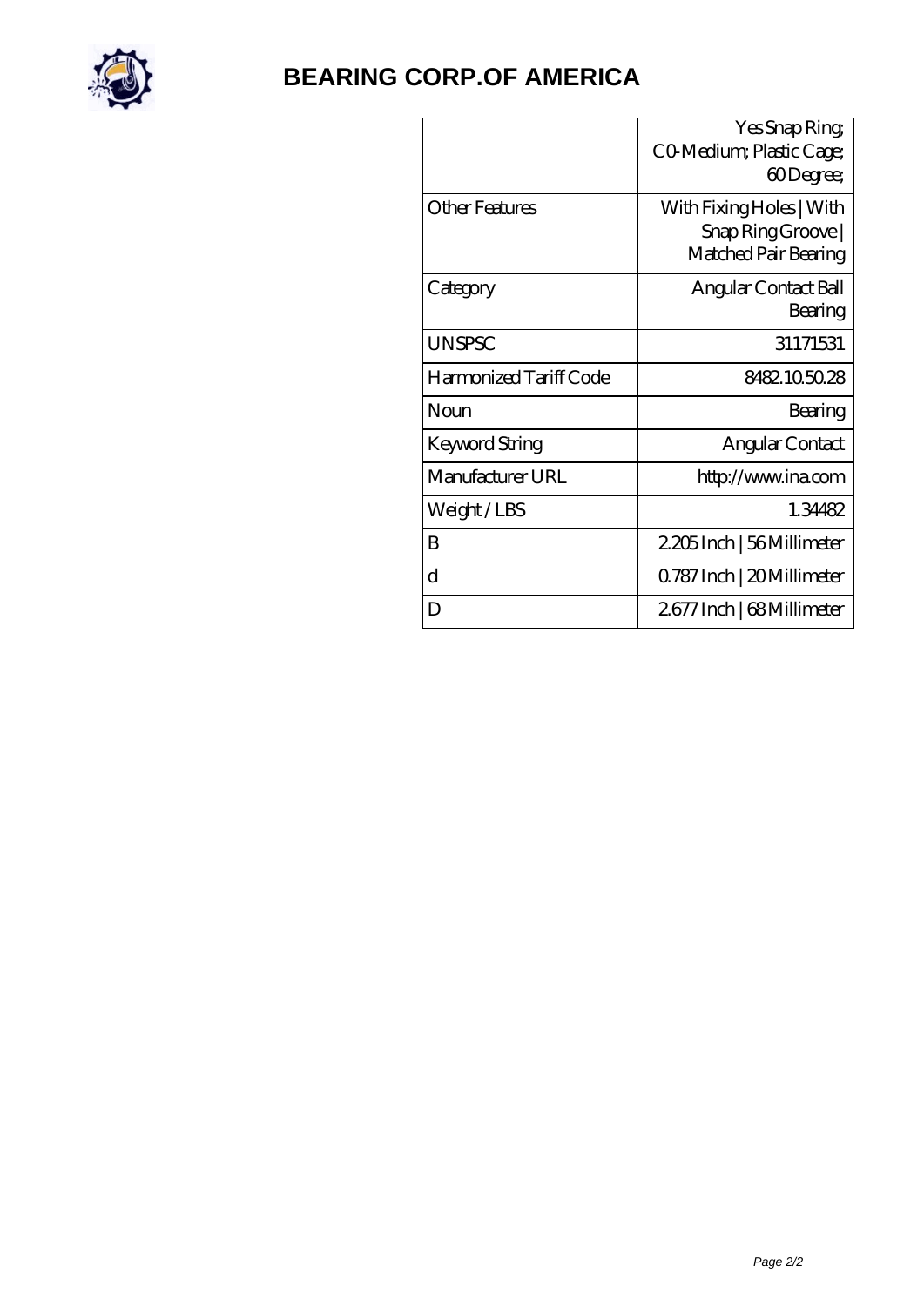# BEARING CORP.OF AMERICA

| | |
|---|---|
| | Yes Snap Ring; C0-Medium; Plastic Cage; 60 Degree; |
| Other Features | With Fixing Holes \| With Snap Ring Groove \| Matched Pair Bearing |
| Category | Angular Contact Ball Bearing |
| UNSPSC | 31171531 |
| Harmonized Tariff Code | 8482.10.50.28 |
| Noun | Bearing |
| Keyword String | Angular Contact |
| Manufacturer URL | http://www.ina.com |
| Weight / LBS | 1.34482 |
| B | 2.205 Inch \| 56 Millimeter |
| d | 0.787 Inch \| 20 Millimeter |
| D | 2.677 Inch \| 68 Millimeter |